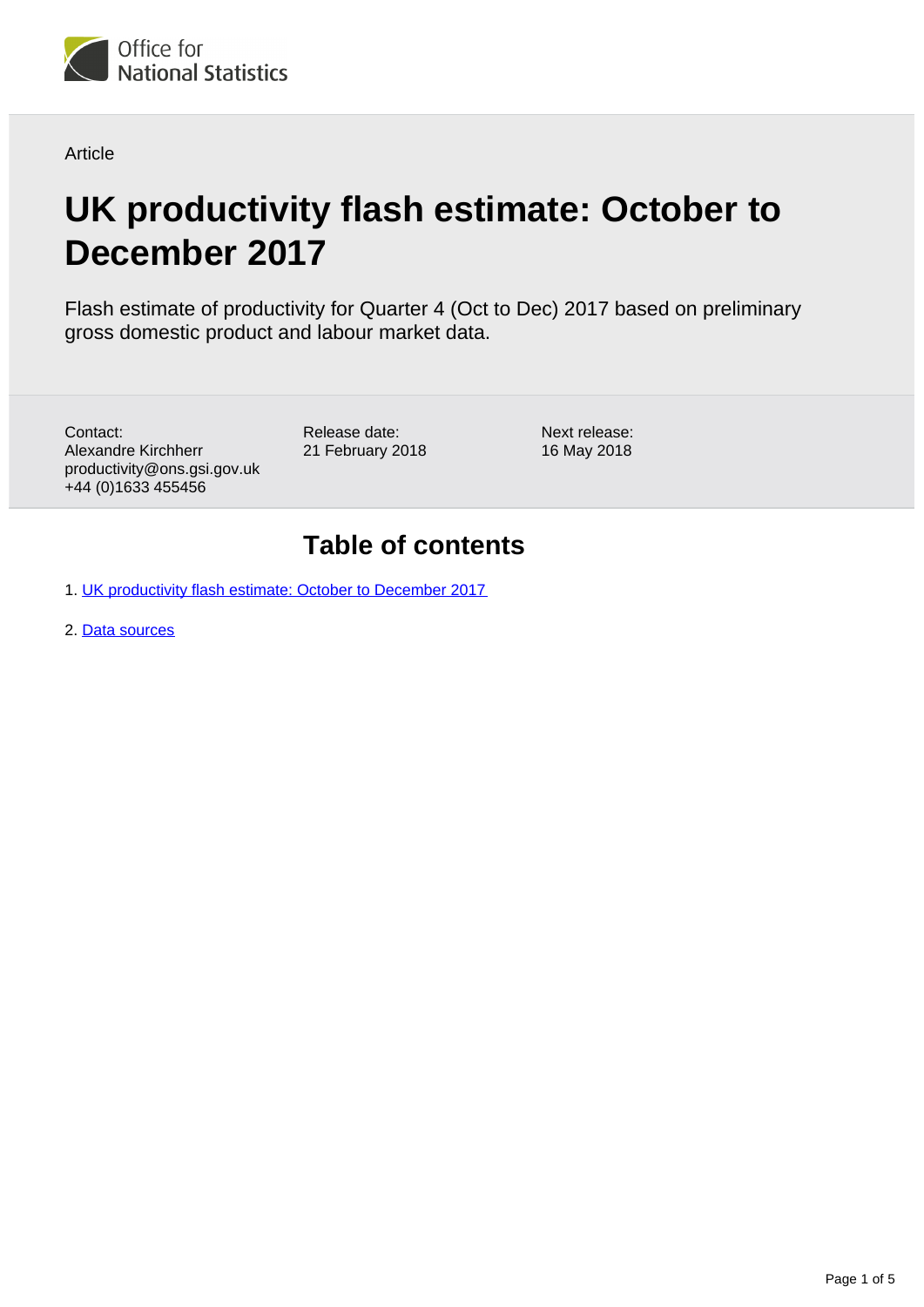Article

# UK productivity flash estimate: October to December 2017

Flash estimate of productivity for Quarter 4 (Oct to Dec) 2017 based on preliminary gross domestic product and labour market data.

Contact:
Alexandre Kirchherr
productivity@ons.gsi.gov.uk
+44 (0)1633 455456

Release date:
21 February 2018

Next release:
16 May 2018

## Table of contents

1. UK productivity flash estimate: October to December 2017
2. Data sources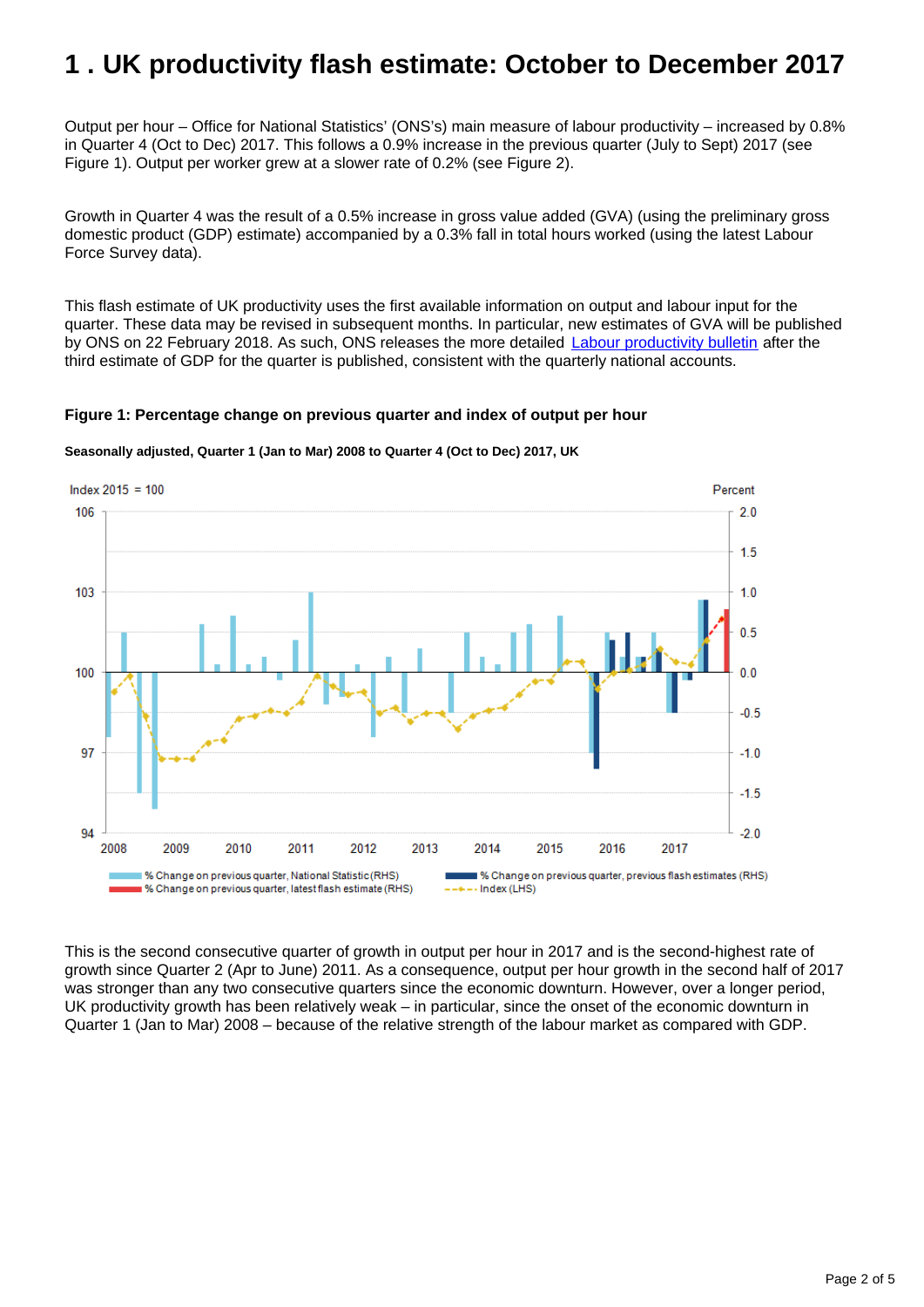# 1 . UK productivity flash estimate: October to December 2017

Output per hour – Office for National Statistics' (ONS's) main measure of labour productivity – increased by 0.8% in Quarter 4 (Oct to Dec) 2017. This follows a 0.9% increase in the previous quarter (July to Sept) 2017 (see Figure 1). Output per worker grew at a slower rate of 0.2% (see Figure 2).

Growth in Quarter 4 was the result of a 0.5% increase in gross value added (GVA) (using the preliminary gross domestic product (GDP) estimate) accompanied by a 0.3% fall in total hours worked (using the latest Labour Force Survey data).

This flash estimate of UK productivity uses the first available information on output and labour input for the quarter. These data may be revised in subsequent months. In particular, new estimates of GVA will be published by ONS on 22 February 2018. As such, ONS releases the more detailed Labour productivity bulletin after the third estimate of GDP for the quarter is published, consistent with the quarterly national accounts.

**Figure 1: Percentage change on previous quarter and index of output per hour**

**Seasonally adjusted, Quarter 1 (Jan to Mar) 2008 to Quarter 4 (Oct to Dec) 2017, UK**

This is the second consecutive quarter of growth in output per hour in 2017 and is the second-highest rate of growth since Quarter 2 (Apr to June) 2011. As a consequence, output per hour growth in the second half of 2017 was stronger than any two consecutive quarters since the economic downturn. However, over a longer period, UK productivity growth has been relatively weak – in particular, since the onset of the economic downturn in Quarter 1 (Jan to Mar) 2008 – because of the relative strength of the labour market as compared with GDP.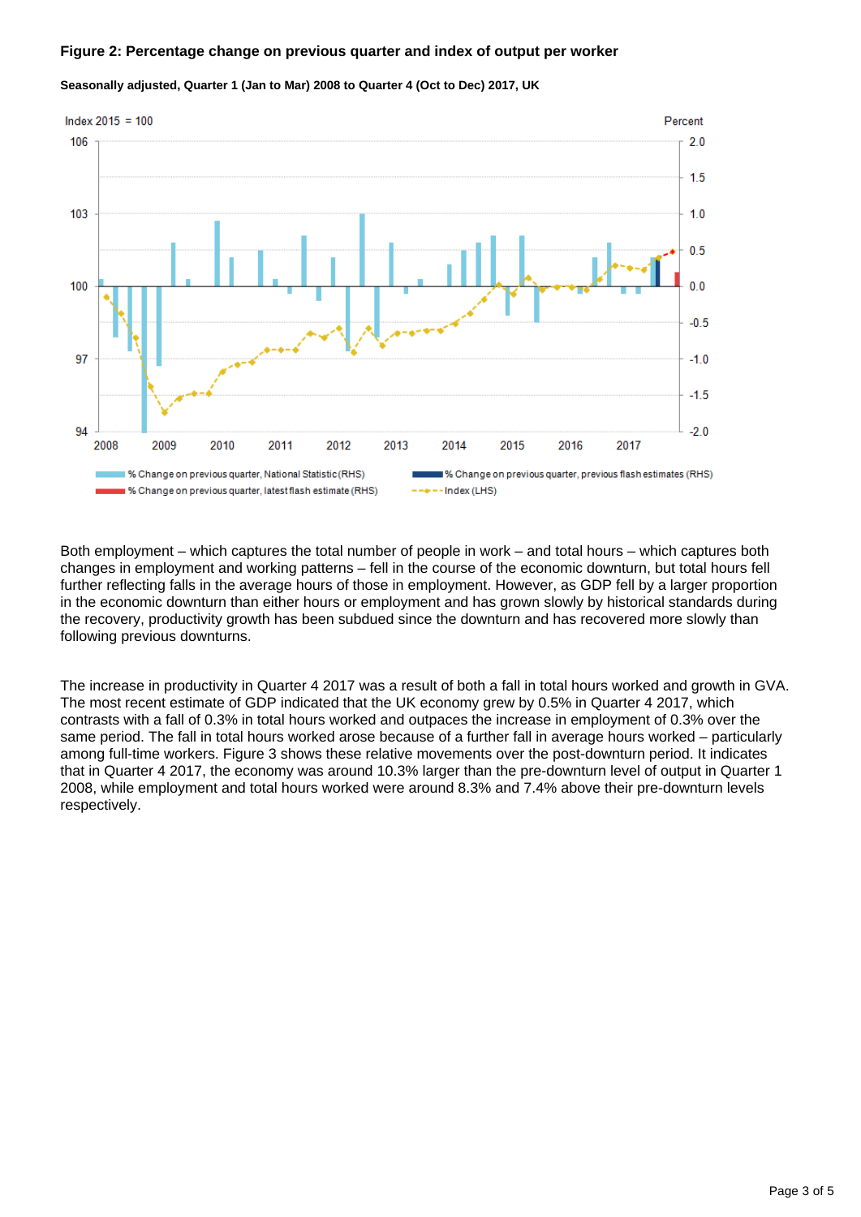**Figure 2: Percentage change on previous quarter and index of output per worker**

**Seasonally adjusted, Quarter 1 (Jan to Mar) 2008 to Quarter 4 (Oct to Dec) 2017, UK**

Both employment – which captures the total number of people in work – and total hours – which captures both changes in employment and working patterns – fell in the course of the economic downturn, but total hours fell further reflecting falls in the average hours of those in employment. However, as GDP fell by a larger proportion in the economic downturn than either hours or employment and has grown slowly by historical standards during the recovery, productivity growth has been subdued since the downturn and has recovered more slowly than following previous downturns.

The increase in productivity in Quarter 4 2017 was a result of both a fall in total hours worked and growth in GVA. The most recent estimate of GDP indicated that the UK economy grew by 0.5% in Quarter 4 2017, which contrasts with a fall of 0.3% in total hours worked and outpaces the increase in employment of 0.3% over the same period. The fall in total hours worked arose because of a further fall in average hours worked – particularly among full-time workers. Figure 3 shows these relative movements over the post-downturn period. It indicates that in Quarter 4 2017, the economy was around 10.3% larger than the pre-downturn level of output in Quarter 1 2008, while employment and total hours worked were around 8.3% and 7.4% above their pre-downturn levels respectively.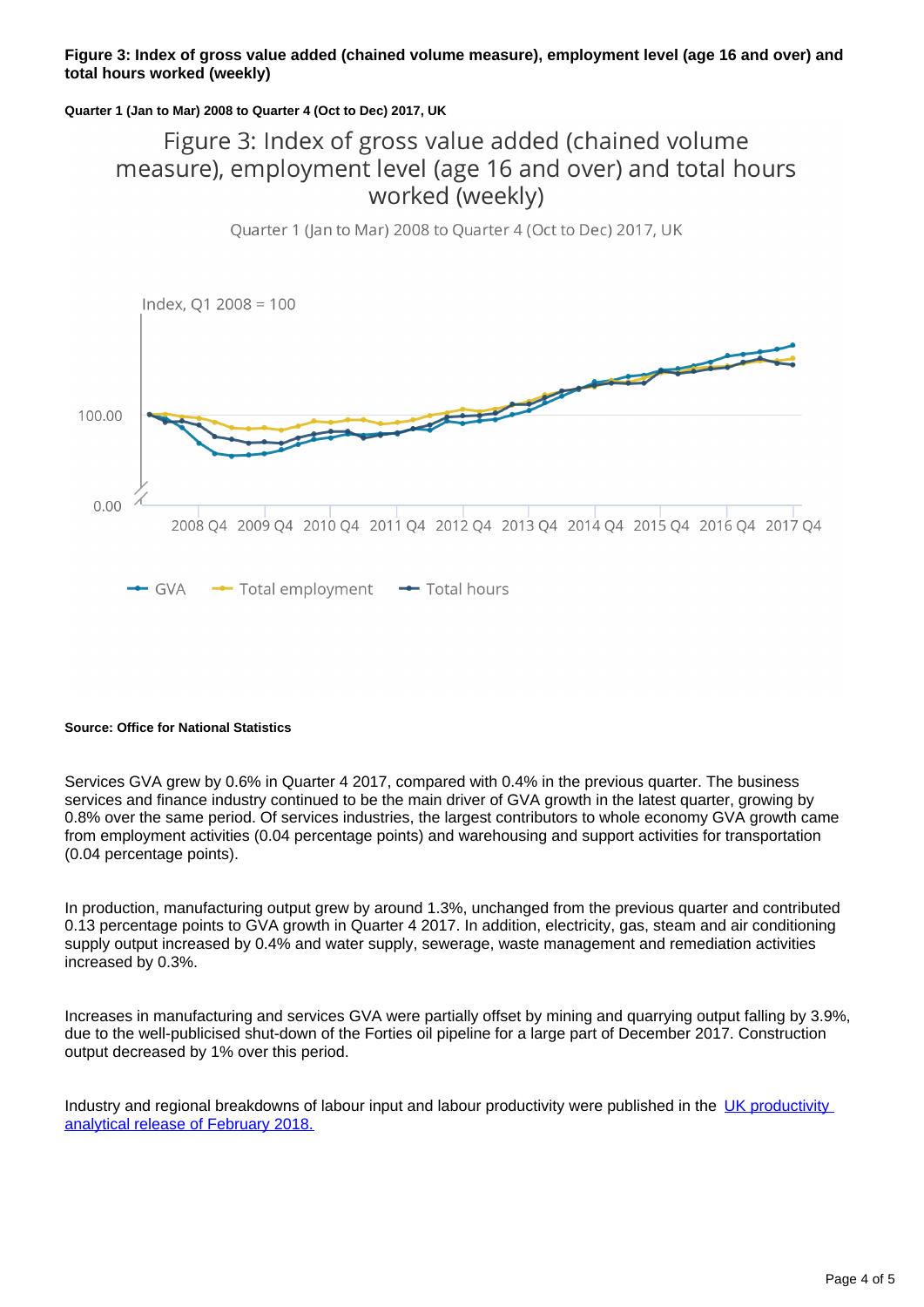**Figure 3: Index of gross value added (chained volume measure), employment level (age 16 and over) and total hours worked (weekly)**

**Quarter 1 (Jan to Mar) 2008 to Quarter 4 (Oct to Dec) 2017, UK**

Figure 3: Index of gross value added (chained volume measure), employment level (age 16 and over) and total hours worked (weekly)

Quarter 1 (Jan to Mar) 2008 to Quarter 4 (Oct to Dec) 2017, UK

Index, Q1 2008 = 100

100.00

0.00

2008 Q4 2009 Q4 2010 Q4 2011 Q4 2012 Q4 2013 Q4 2014 Q4 2015 Q4 2016 Q4 2017 Q4

GVA Total employment Total hours

**Source: Office for National Statistics**

Services GVA grew by 0.6% in Quarter 4 2017, compared with 0.4% in the previous quarter. The business services and finance industry continued to be the main driver of GVA growth in the latest quarter, growing by 0.8% over the same period. Of services industries, the largest contributors to whole economy GVA growth came from employment activities (0.04 percentage points) and warehousing and support activities for transportation (0.04 percentage points).

In production, manufacturing output grew by around 1.3%, unchanged from the previous quarter and contributed 0.13 percentage points to GVA growth in Quarter 4 2017. In addition, electricity, gas, steam and air conditioning supply output increased by 0.4% and water supply, sewerage, waste management and remediation activities increased by 0.3%.

Increases in manufacturing and services GVA were partially offset by mining and quarrying output falling by 3.9%, due to the well-publicised shut-down of the Forties oil pipeline for a large part of December 2017. Construction output decreased by 1% over this period.

Industry and regional breakdowns of labour input and labour productivity were published in the [UK productivity analytical release of February 2018.]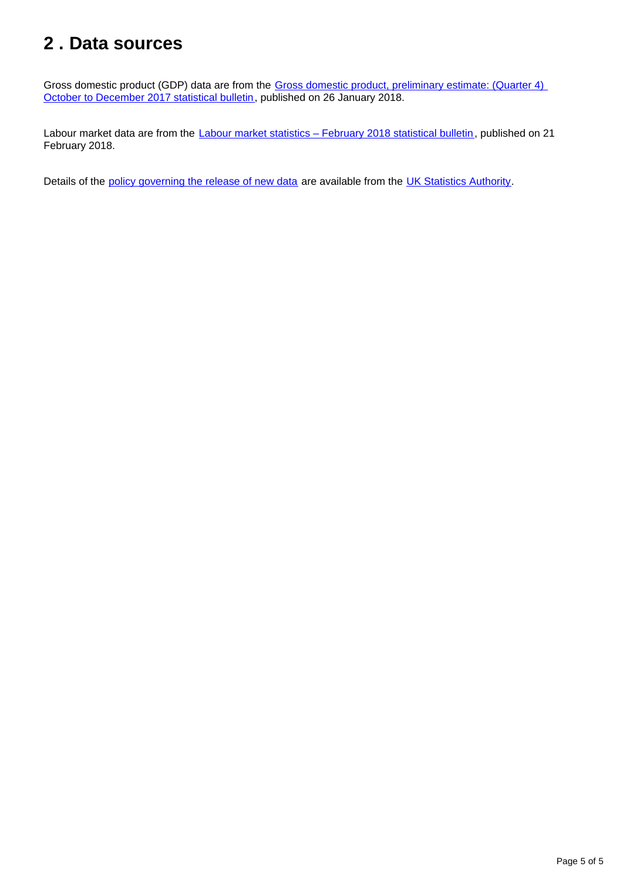## 2 . Data sources

Gross domestic product (GDP) data are from the Gross domestic product, preliminary estimate: (Quarter 4) October to December 2017 statistical bulletin, published on 26 January 2018.

Labour market data are from the Labour market statistics – February 2018 statistical bulletin, published on 21 February 2018.

Details of the policy governing the release of new data are available from the UK Statistics Authority.